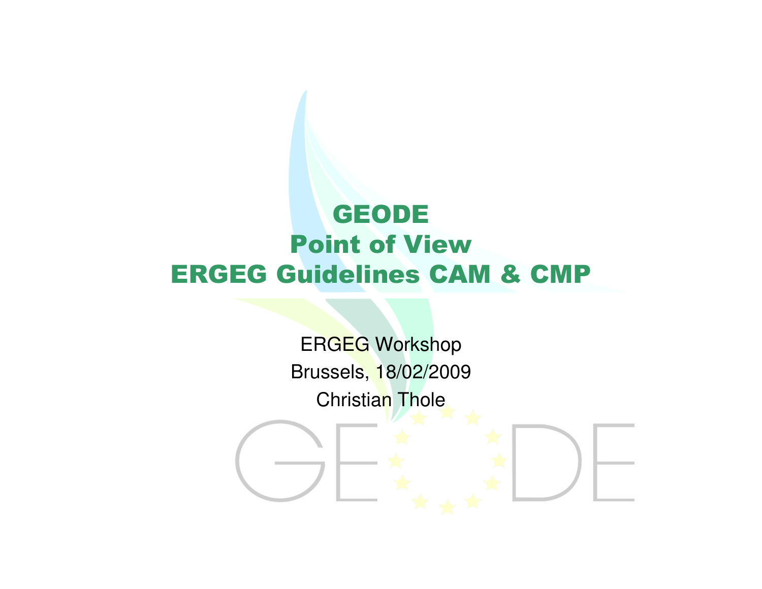# GEODE
# Point of View
# ERGEG Guidelines CAM & CMP

ERGEG Workshop

Brussels, 18/02/2009

Christian Thole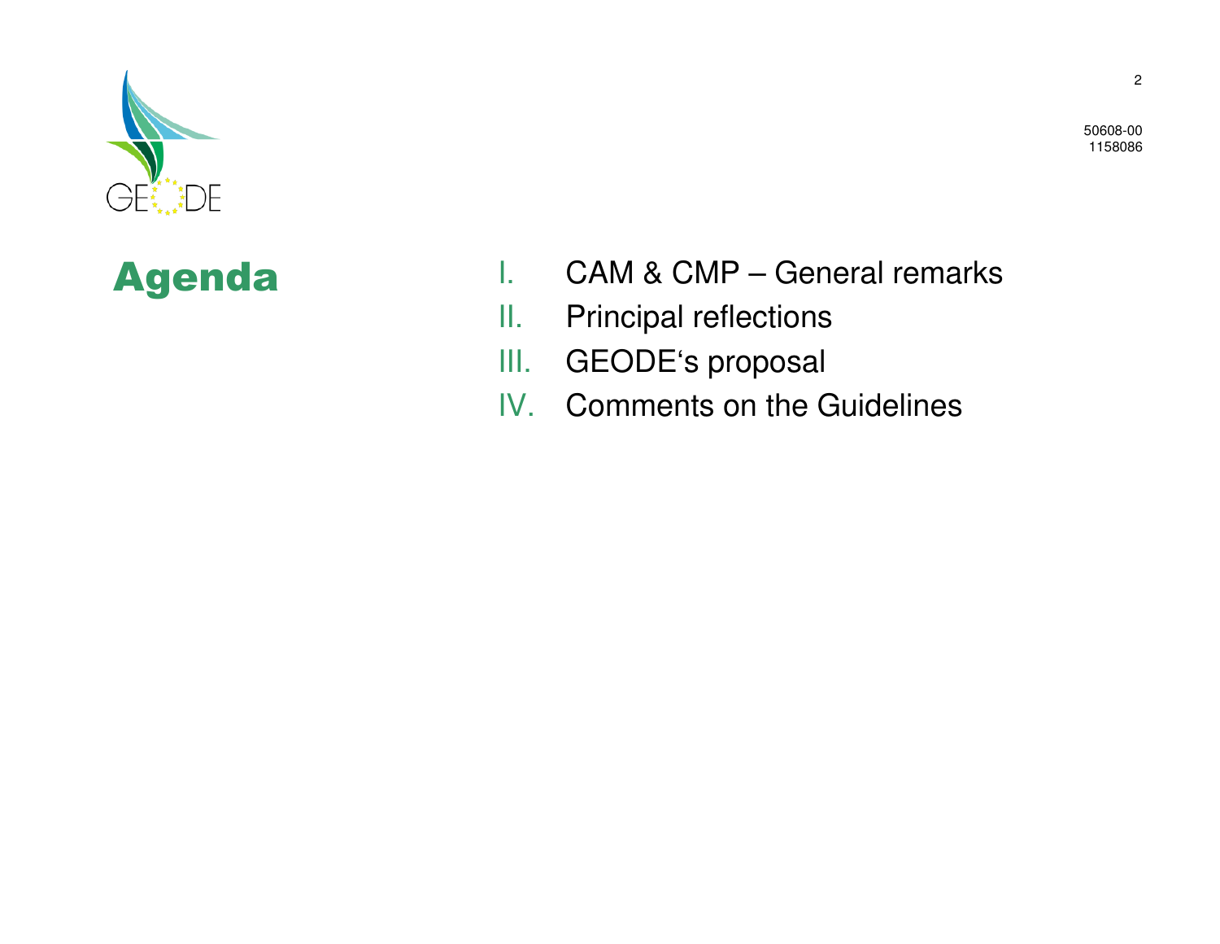# Agenda

I. CAM & CMP – General remarks

II. Principal reflections

III. GEODE's proposal

IV. Comments on the Guidelines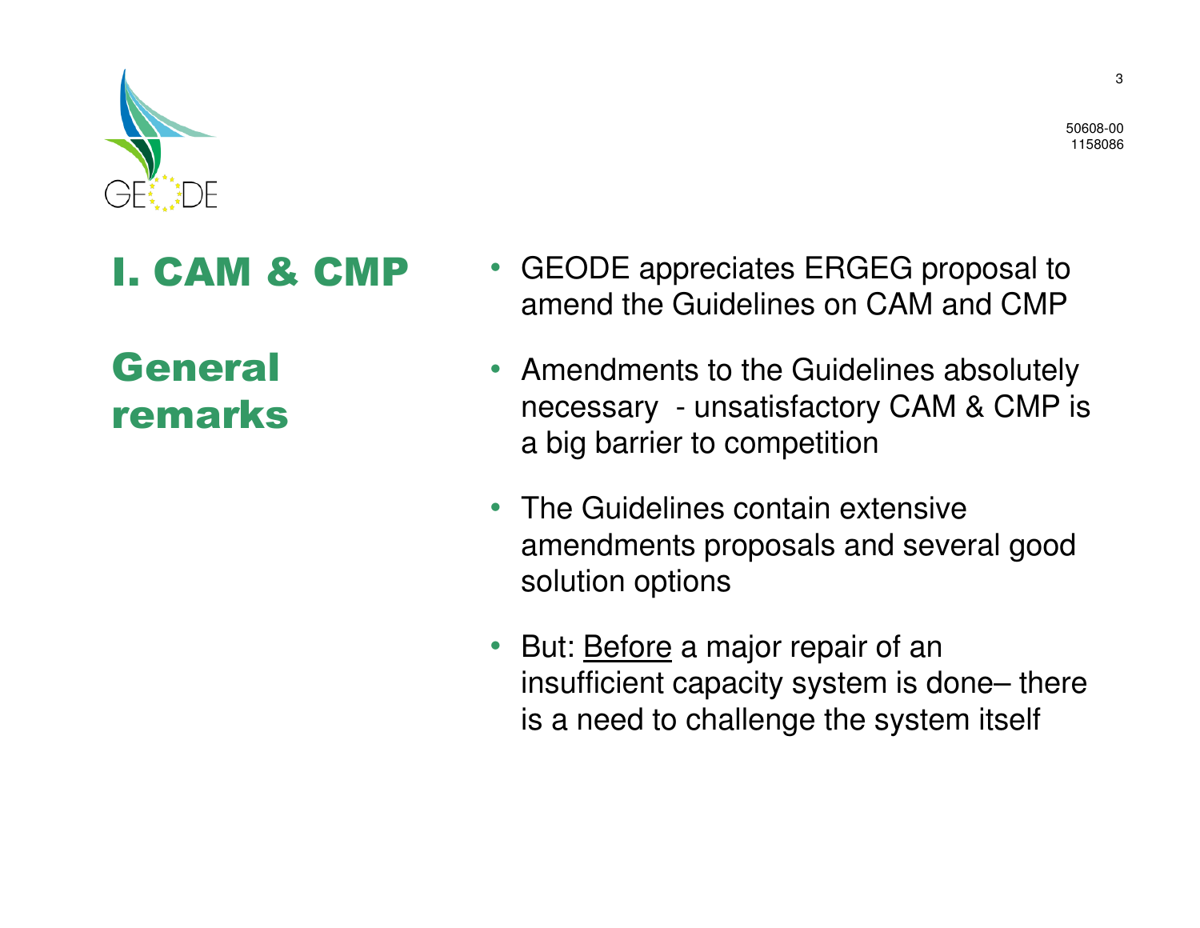# I. CAM & CMP

## General remarks

- GEODE appreciates ERGEG proposal to amend the Guidelines on CAM and CMP
- Amendments to the Guidelines absolutely necessary - unsatisfactory CAM & CMP is a big barrier to competition
- The Guidelines contain extensive amendments proposals and several good solution options
- But: <u>Before</u> a major repair of an insufficient capacity system is done– there is a need to challenge the system itself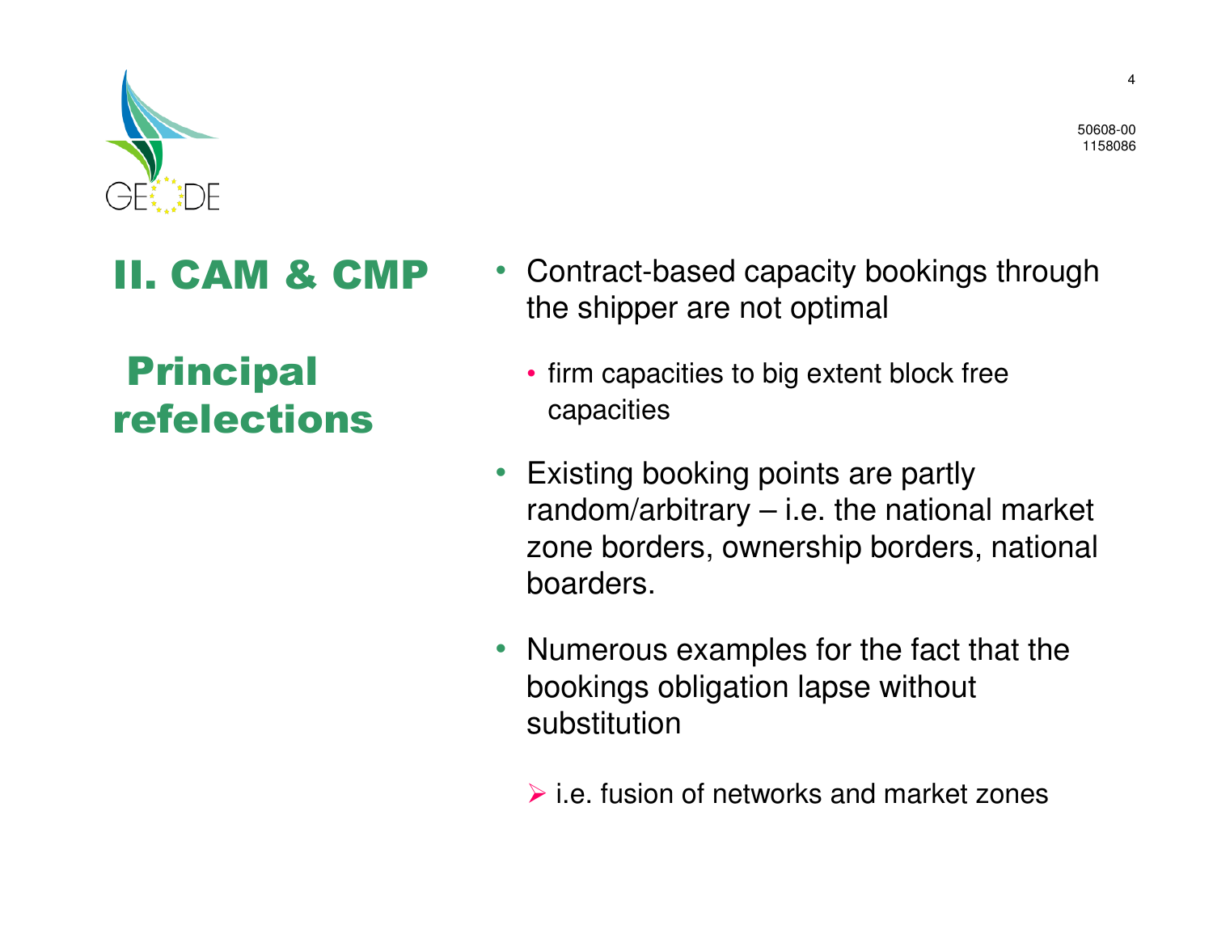## II. CAM & CMP

## Principal refelections

- Contract-based capacity bookings through the shipper are not optimal
  - firm capacities to big extent block free capacities
- Existing booking points are partly random/arbitrary – i.e. the national market zone borders, ownership borders, national boarders.
- Numerous examples for the fact that the bookings obligation lapse without substitution
  - ➢ i.e. fusion of networks and market zones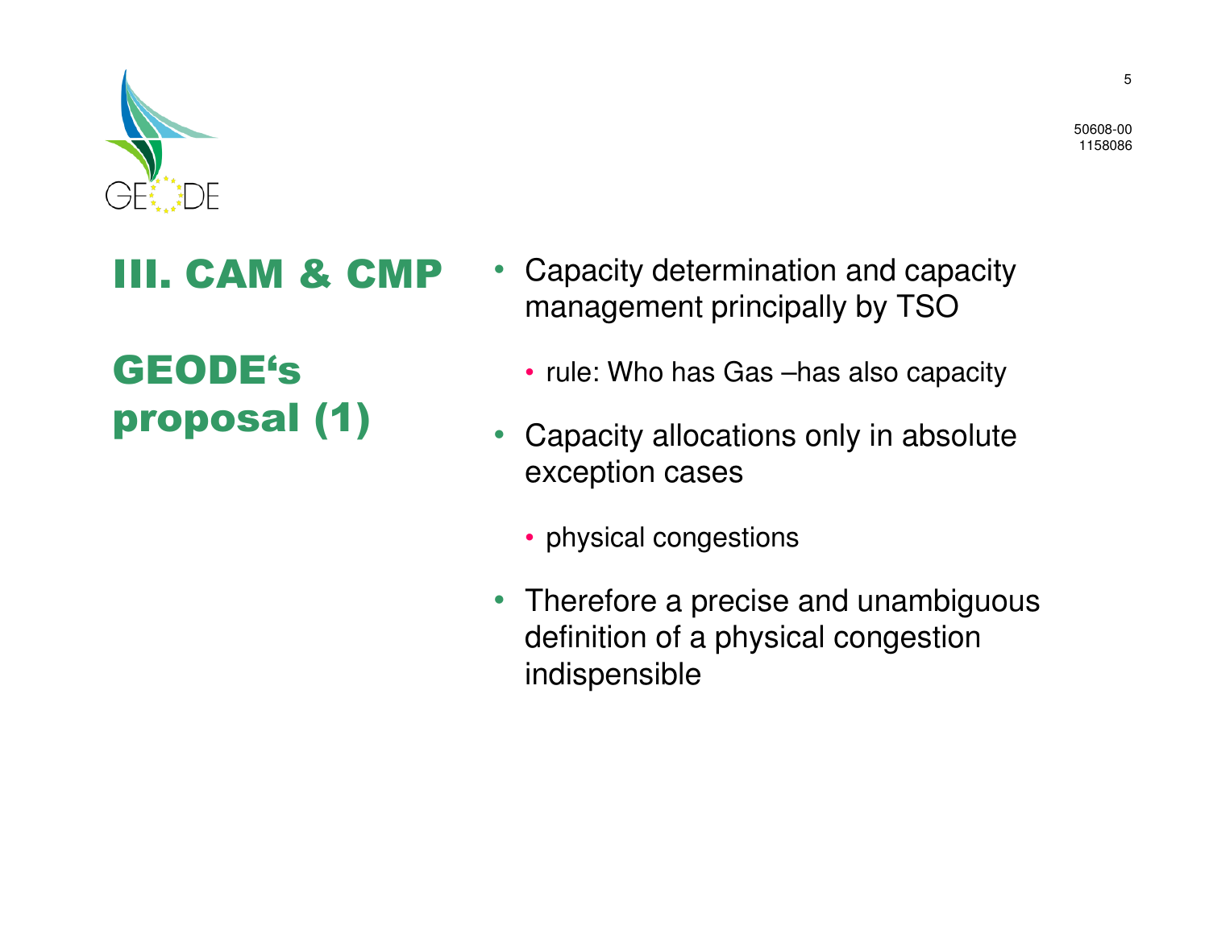# III. CAM & CMP

## GEODE‘s proposal (1)

- Capacity determination and capacity management principally by TSO
  - rule: Who has Gas –has also capacity
- Capacity allocations only in absolute exception cases
  - physical congestions
- Therefore a precise and unambiguous definition of a physical congestion indispensible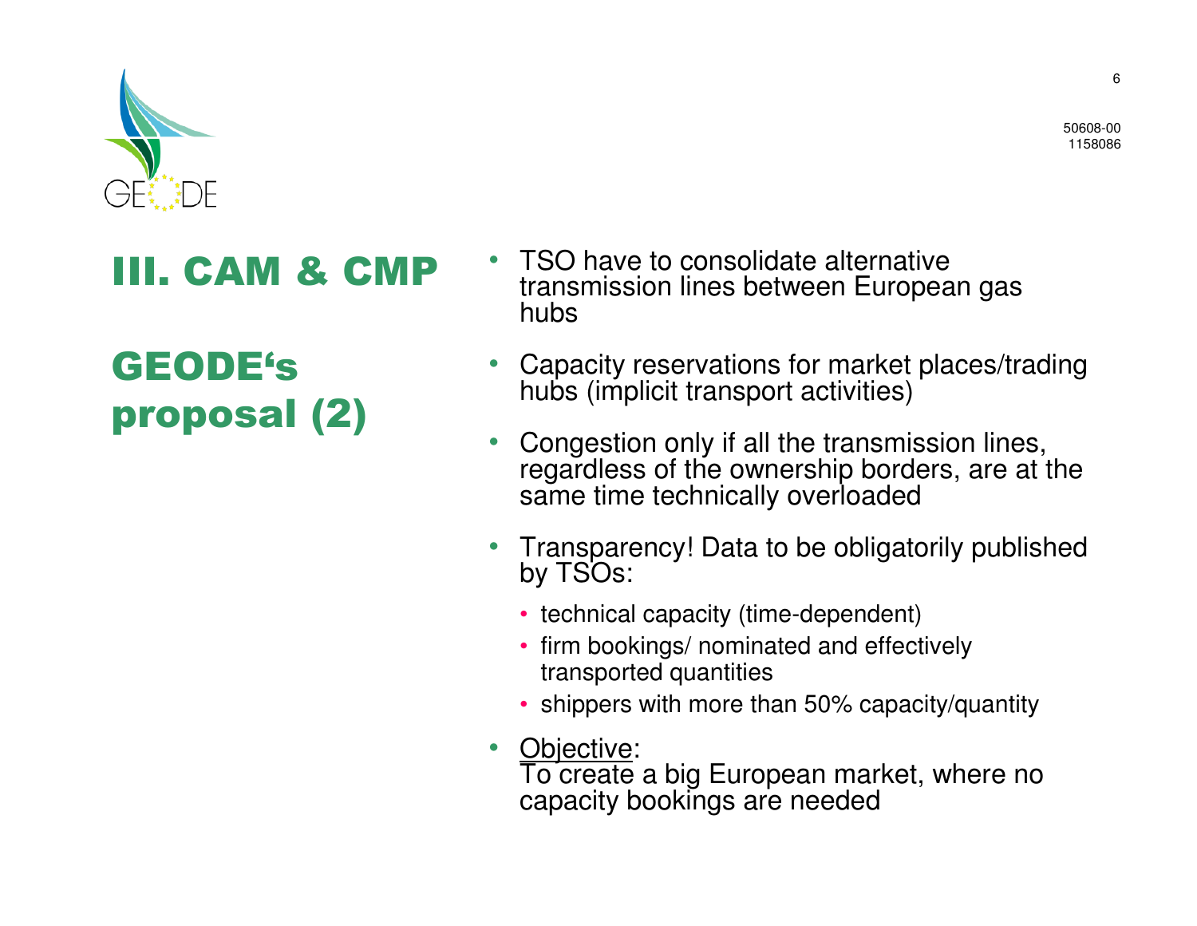# III. CAM & CMP

## GEODE's proposal (2)

- TSO have to consolidate alternative transmission lines between European gas hubs
- Capacity reservations for market places/trading hubs (implicit transport activities)
- Congestion only if all the transmission lines, regardless of the ownership borders, are at the same time technically overloaded
- Transparency! Data to be obligatorily published by TSOs:
  - technical capacity (time-dependent)
  - firm bookings/ nominated and effectively transported quantities
  - shippers with more than 50% capacity/quantity
- Objective:
  To create a big European market, where no capacity bookings are needed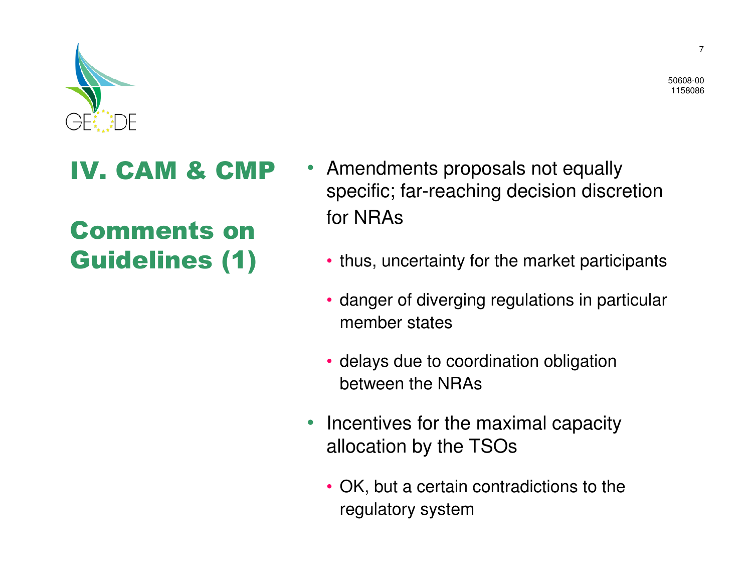# IV. CAM & CMP

## Comments on Guidelines (1)

- Amendments proposals not equally specific; far-reaching decision discretion for NRAs
  - thus, uncertainty for the market participants
  - danger of diverging regulations in particular member states
  - delays due to coordination obligation between the NRAs
- Incentives for the maximal capacity allocation by the TSOs
  - OK, but a certain contradictions to the regulatory system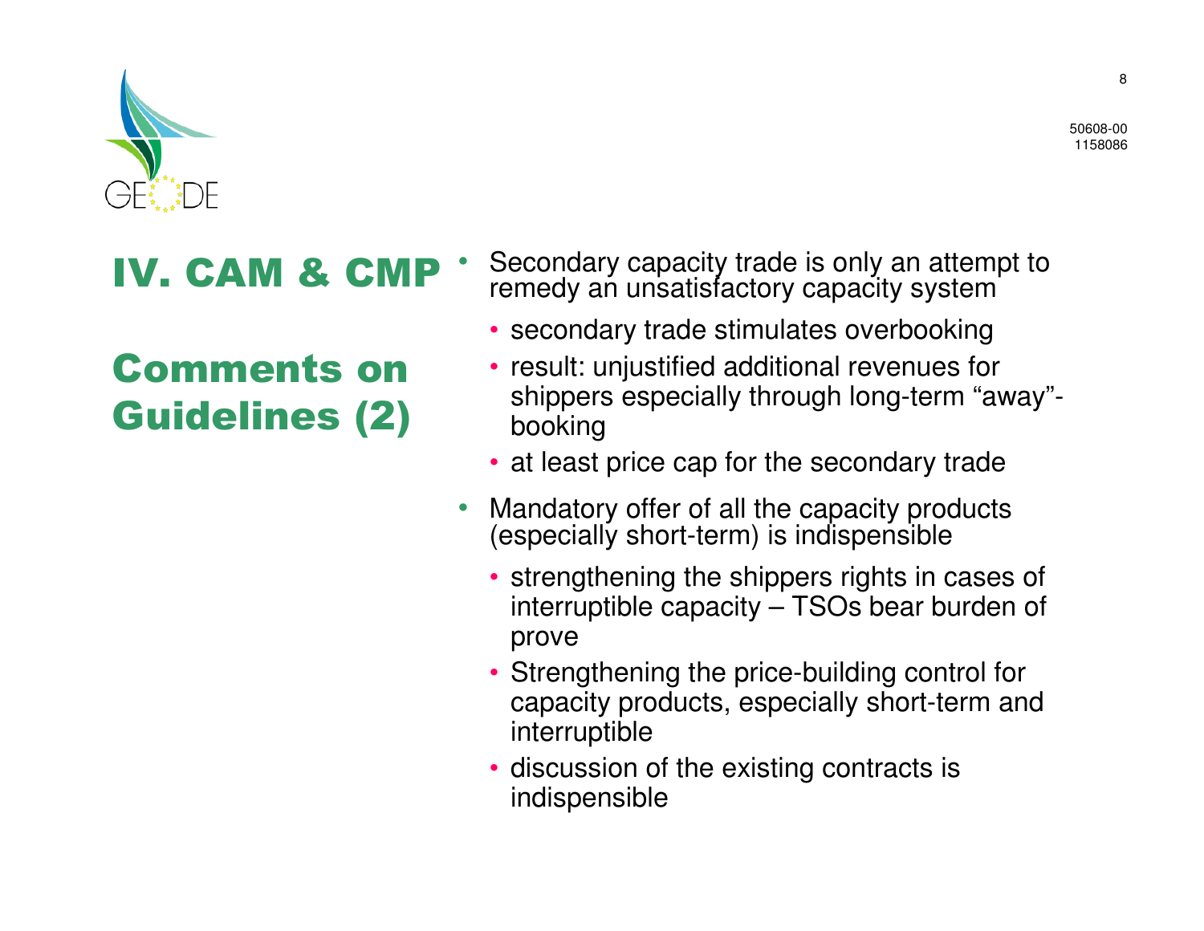# IV. CAM & CMP

## Comments on Guidelines (2)

- Secondary capacity trade is only an attempt to remedy an unsatisfactory capacity system
  - secondary trade stimulates overbooking
  - result: unjustified additional revenues for shippers especially through long-term “away”-booking
  - at least price cap for the secondary trade
- Mandatory offer of all the capacity products (especially short-term) is indispensible
  - strengthening the shippers rights in cases of interruptible capacity – TSOs bear burden of prove
  - Strengthening the price-building control for capacity products, especially short-term and interruptible
  - discussion of the existing contracts is indispensible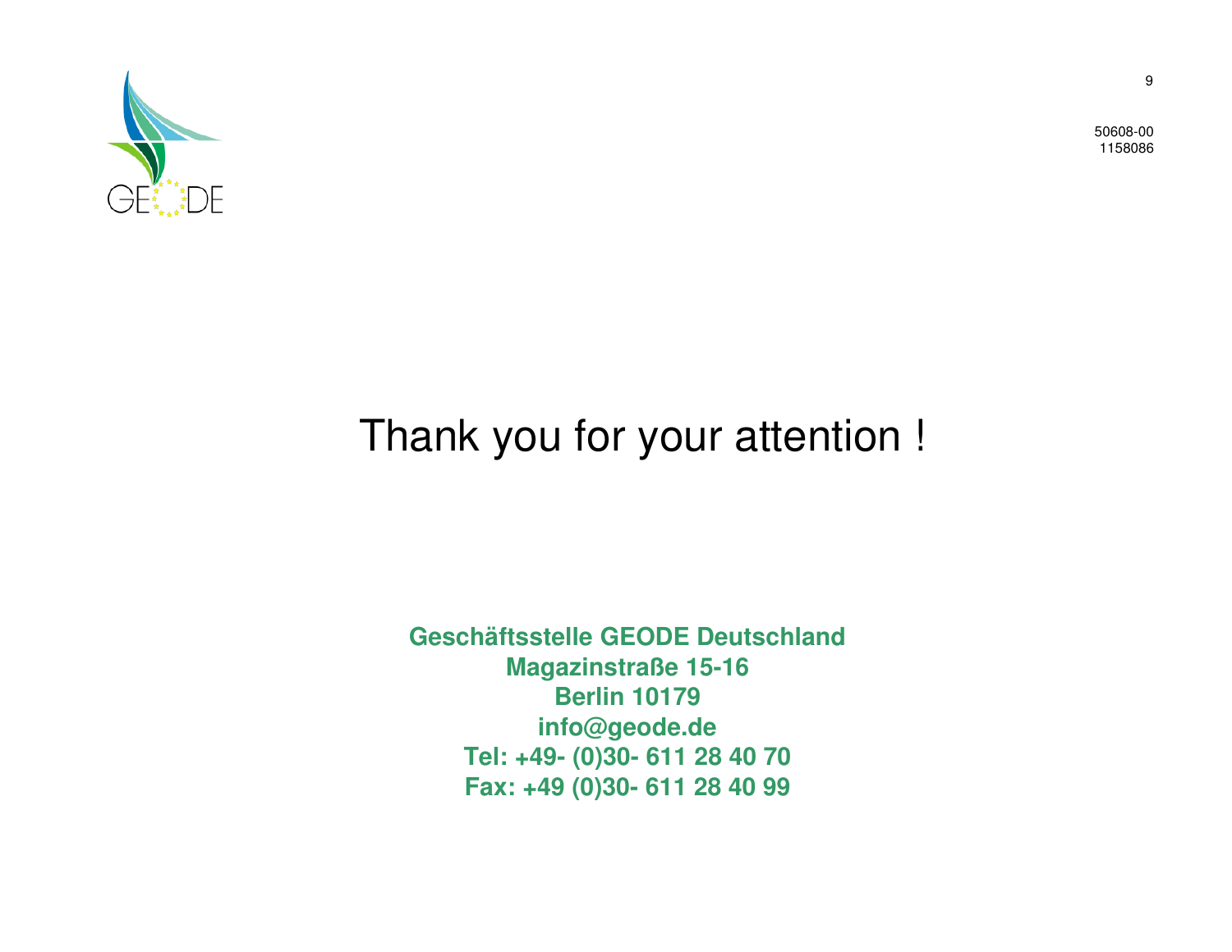50608-00
1158086

# Thank you for your attention !

**Geschäftsstelle GEODE Deutschland**
**Magazinstraße 15-16**
**Berlin 10179**
**info@geode.de**
**Tel: +49- (0)30- 611 28 40 70**
**Fax: +49 (0)30- 611 28 40 99**